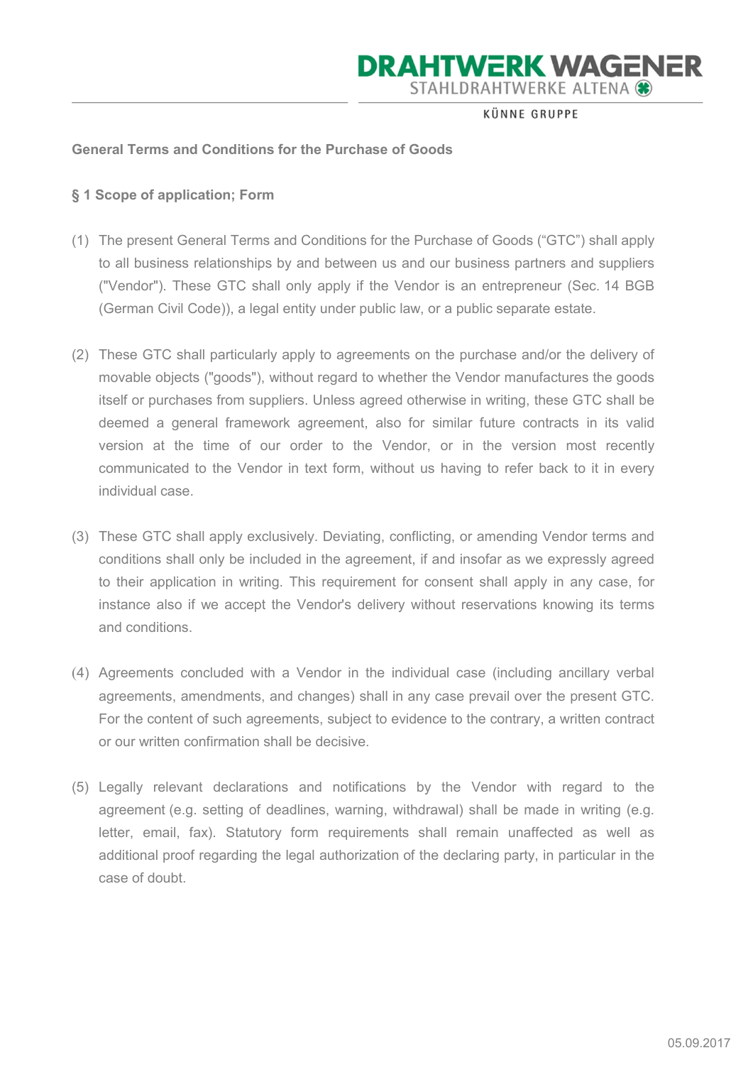## General Terms and Conditions for the Purchase of Goods

### § 1 Scope of application; Form

(1) The present General Terms and Conditions for the Purchase of Goods ("GTC") shall apply to all business relationships by and between us and our business partners and suppliers ("Vendor"). These GTC shall only apply if the Vendor is an entrepreneur (Sec. 14 BGB (German Civil Code)), a legal entity under public law, or a public separate estate.

(2) These GTC shall particularly apply to agreements on the purchase and/or the delivery of movable objects ("goods"), without regard to whether the Vendor manufactures the goods itself or purchases from suppliers. Unless agreed otherwise in writing, these GTC shall be deemed a general framework agreement, also for similar future contracts in its valid version at the time of our order to the Vendor, or in the version most recently communicated to the Vendor in text form, without us having to refer back to it in every individual case.

(3) These GTC shall apply exclusively. Deviating, conflicting, or amending Vendor terms and conditions shall only be included in the agreement, if and insofar as we expressly agreed to their application in writing. This requirement for consent shall apply in any case, for instance also if we accept the Vendor's delivery without reservations knowing its terms and conditions.

(4) Agreements concluded with a Vendor in the individual case (including ancillary verbal agreements, amendments, and changes) shall in any case prevail over the present GTC. For the content of such agreements, subject to evidence to the contrary, a written contract or our written confirmation shall be decisive.

(5) Legally relevant declarations and notifications by the Vendor with regard to the agreement (e.g. setting of deadlines, warning, withdrawal) shall be made in writing (e.g. letter, email, fax). Statutory form requirements shall remain unaffected as well as additional proof regarding the legal authorization of the declaring party, in particular in the case of doubt.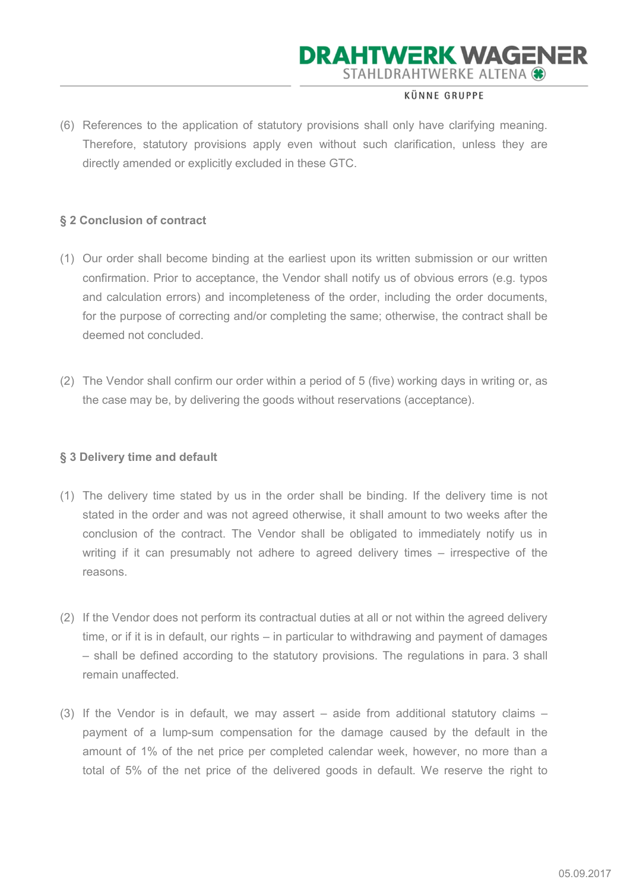(6) References to the application of statutory provisions shall only have clarifying meaning. Therefore, statutory provisions apply even without such clarification, unless they are directly amended or explicitly excluded in these GTC.

### § 2 Conclusion of contract

(1) Our order shall become binding at the earliest upon its written submission or our written confirmation. Prior to acceptance, the Vendor shall notify us of obvious errors (e.g. typos and calculation errors) and incompleteness of the order, including the order documents, for the purpose of correcting and/or completing the same; otherwise, the contract shall be deemed not concluded.

(2) The Vendor shall confirm our order within a period of 5 (five) working days in writing or, as the case may be, by delivering the goods without reservations (acceptance).

### § 3 Delivery time and default

(1) The delivery time stated by us in the order shall be binding. If the delivery time is not stated in the order and was not agreed otherwise, it shall amount to two weeks after the conclusion of the contract. The Vendor shall be obligated to immediately notify us in writing if it can presumably not adhere to agreed delivery times – irrespective of the reasons.

(2) If the Vendor does not perform its contractual duties at all or not within the agreed delivery time, or if it is in default, our rights – in particular to withdrawing and payment of damages – shall be defined according to the statutory provisions. The regulations in para. 3 shall remain unaffected.

(3) If the Vendor is in default, we may assert – aside from additional statutory claims – payment of a lump-sum compensation for the damage caused by the default in the amount of 1% of the net price per completed calendar week, however, no more than a total of 5% of the net price of the delivered goods in default. We reserve the right to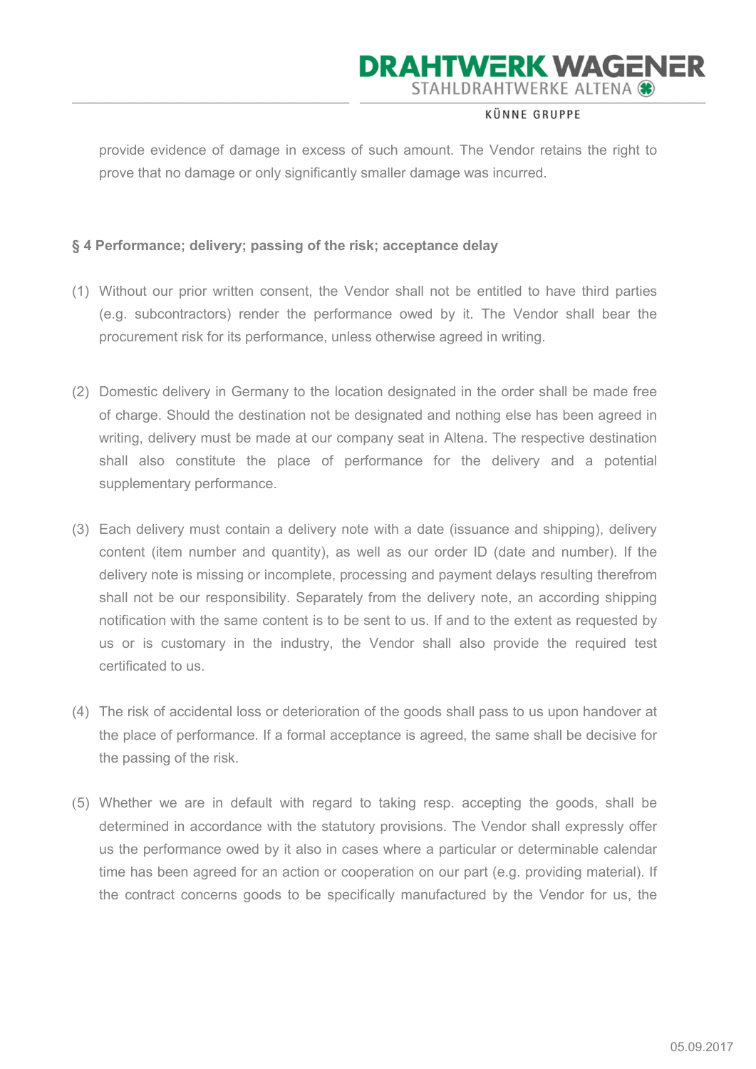provide evidence of damage in excess of such amount. The Vendor retains the right to prove that no damage or only significantly smaller damage was incurred.

**§ 4 Performance; delivery; passing of the risk; acceptance delay**

(1) Without our prior written consent, the Vendor shall not be entitled to have third parties (e.g. subcontractors) render the performance owed by it. The Vendor shall bear the procurement risk for its performance, unless otherwise agreed in writing.

(2) Domestic delivery in Germany to the location designated in the order shall be made free of charge. Should the destination not be designated and nothing else has been agreed in writing, delivery must be made at our company seat in Altena. The respective destination shall also constitute the place of performance for the delivery and a potential supplementary performance.

(3) Each delivery must contain a delivery note with a date (issuance and shipping), delivery content (item number and quantity), as well as our order ID (date and number). If the delivery note is missing or incomplete, processing and payment delays resulting therefrom shall not be our responsibility. Separately from the delivery note, an according shipping notification with the same content is to be sent to us. If and to the extent as requested by us or is customary in the industry, the Vendor shall also provide the required test certificated to us.

(4) The risk of accidental loss or deterioration of the goods shall pass to us upon handover at the place of performance. If a formal acceptance is agreed, the same shall be decisive for the passing of the risk.

(5) Whether we are in default with regard to taking resp. accepting the goods, shall be determined in accordance with the statutory provisions. The Vendor shall expressly offer us the performance owed by it also in cases where a particular or determinable calendar time has been agreed for an action or cooperation on our part (e.g. providing material). If the contract concerns goods to be specifically manufactured by the Vendor for us, the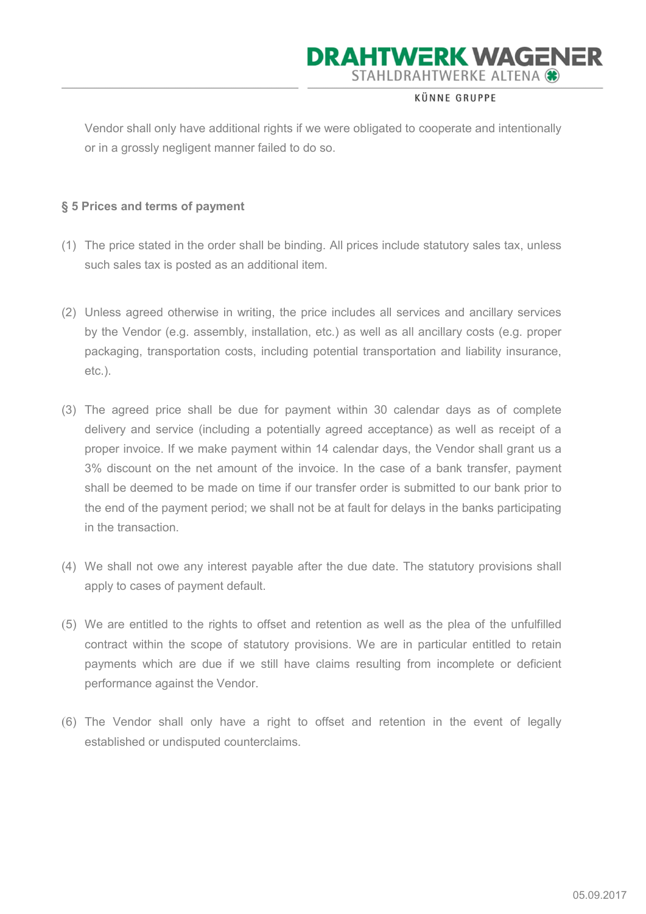Vendor shall only have additional rights if we were obligated to cooperate and intentionally or in a grossly negligent manner failed to do so.

**§ 5 Prices and terms of payment**

(1) The price stated in the order shall be binding. All prices include statutory sales tax, unless such sales tax is posted as an additional item.

(2) Unless agreed otherwise in writing, the price includes all services and ancillary services by the Vendor (e.g. assembly, installation, etc.) as well as all ancillary costs (e.g. proper packaging, transportation costs, including potential transportation and liability insurance, etc.).

(3) The agreed price shall be due for payment within 30 calendar days as of complete delivery and service (including a potentially agreed acceptance) as well as receipt of a proper invoice. If we make payment within 14 calendar days, the Vendor shall grant us a 3% discount on the net amount of the invoice. In the case of a bank transfer, payment shall be deemed to be made on time if our transfer order is submitted to our bank prior to the end of the payment period; we shall not be at fault for delays in the banks participating in the transaction.

(4) We shall not owe any interest payable after the due date. The statutory provisions shall apply to cases of payment default.

(5) We are entitled to the rights to offset and retention as well as the plea of the unfulfilled contract within the scope of statutory provisions. We are in particular entitled to retain payments which are due if we still have claims resulting from incomplete or deficient performance against the Vendor.

(6) The Vendor shall only have a right to offset and retention in the event of legally established or undisputed counterclaims.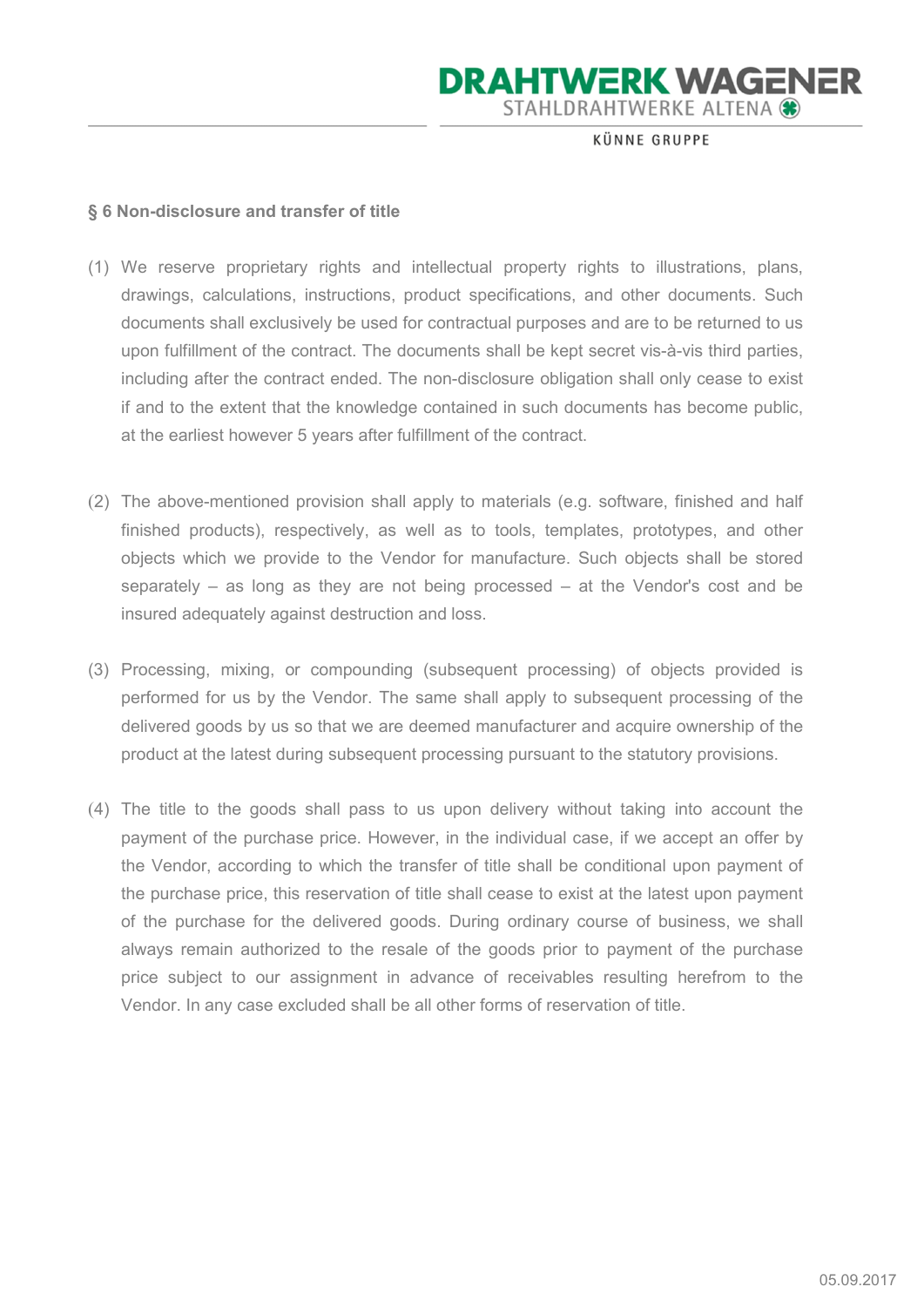## § 6 Non-disclosure and transfer of title

(1) We reserve proprietary rights and intellectual property rights to illustrations, plans, drawings, calculations, instructions, product specifications, and other documents. Such documents shall exclusively be used for contractual purposes and are to be returned to us upon fulfillment of the contract. The documents shall be kept secret vis-à-vis third parties, including after the contract ended. The non-disclosure obligation shall only cease to exist if and to the extent that the knowledge contained in such documents has become public, at the earliest however 5 years after fulfillment of the contract.

(2) The above-mentioned provision shall apply to materials (e.g. software, finished and half finished products), respectively, as well as to tools, templates, prototypes, and other objects which we provide to the Vendor for manufacture. Such objects shall be stored separately – as long as they are not being processed – at the Vendor's cost and be insured adequately against destruction and loss.

(3) Processing, mixing, or compounding (subsequent processing) of objects provided is performed for us by the Vendor. The same shall apply to subsequent processing of the delivered goods by us so that we are deemed manufacturer and acquire ownership of the product at the latest during subsequent processing pursuant to the statutory provisions.

(4) The title to the goods shall pass to us upon delivery without taking into account the payment of the purchase price. However, in the individual case, if we accept an offer by the Vendor, according to which the transfer of title shall be conditional upon payment of the purchase price, this reservation of title shall cease to exist at the latest upon payment of the purchase for the delivered goods. During ordinary course of business, we shall always remain authorized to the resale of the goods prior to payment of the purchase price subject to our assignment in advance of receivables resulting herefrom to the Vendor. In any case excluded shall be all other forms of reservation of title.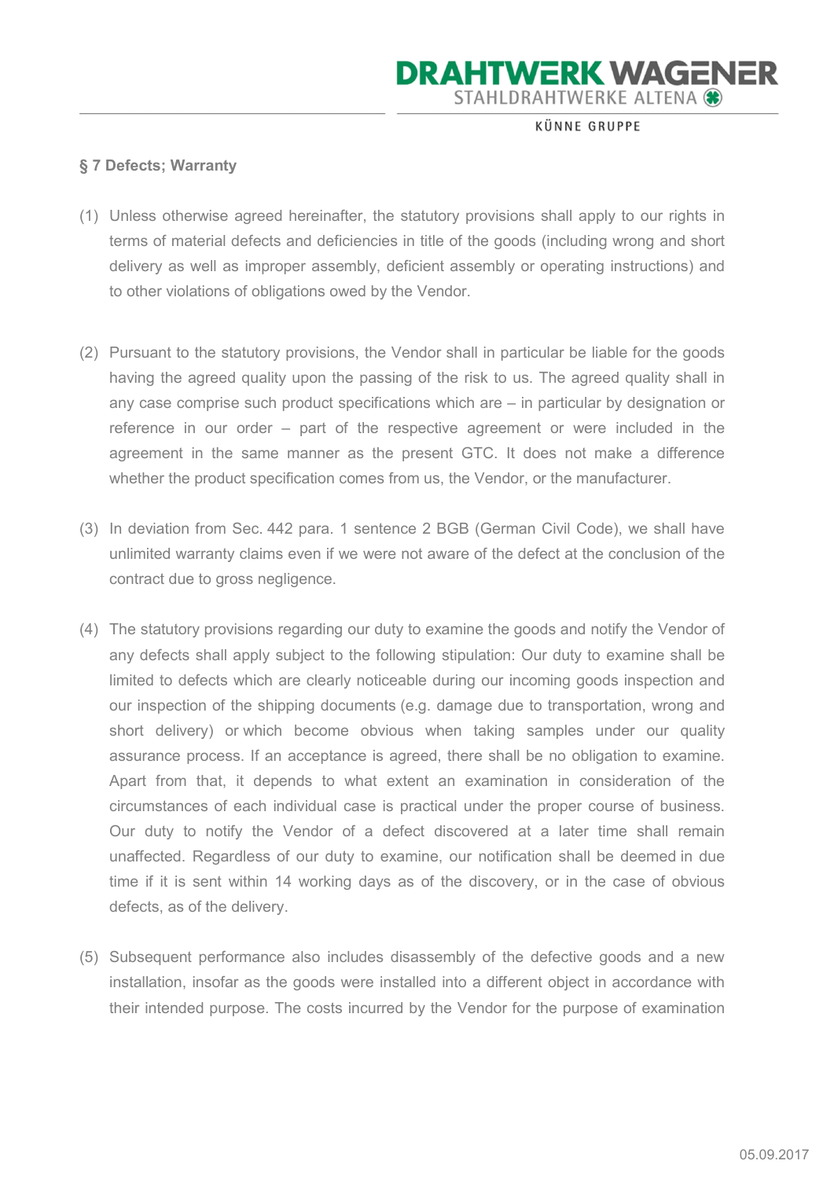## § 7 Defects; Warranty

(1) Unless otherwise agreed hereinafter, the statutory provisions shall apply to our rights in terms of material defects and deficiencies in title of the goods (including wrong and short delivery as well as improper assembly, deficient assembly or operating instructions) and to other violations of obligations owed by the Vendor.

(2) Pursuant to the statutory provisions, the Vendor shall in particular be liable for the goods having the agreed quality upon the passing of the risk to us. The agreed quality shall in any case comprise such product specifications which are – in particular by designation or reference in our order – part of the respective agreement or were included in the agreement in the same manner as the present GTC. It does not make a difference whether the product specification comes from us, the Vendor, or the manufacturer.

(3) In deviation from Sec. 442 para. 1 sentence 2 BGB (German Civil Code), we shall have unlimited warranty claims even if we were not aware of the defect at the conclusion of the contract due to gross negligence.

(4) The statutory provisions regarding our duty to examine the goods and notify the Vendor of any defects shall apply subject to the following stipulation: Our duty to examine shall be limited to defects which are clearly noticeable during our incoming goods inspection and our inspection of the shipping documents (e.g. damage due to transportation, wrong and short delivery) or which become obvious when taking samples under our quality assurance process. If an acceptance is agreed, there shall be no obligation to examine. Apart from that, it depends to what extent an examination in consideration of the circumstances of each individual case is practical under the proper course of business. Our duty to notify the Vendor of a defect discovered at a later time shall remain unaffected. Regardless of our duty to examine, our notification shall be deemed in due time if it is sent within 14 working days as of the discovery, or in the case of obvious defects, as of the delivery.

(5) Subsequent performance also includes disassembly of the defective goods and a new installation, insofar as the goods were installed into a different object in accordance with their intended purpose. The costs incurred by the Vendor for the purpose of examination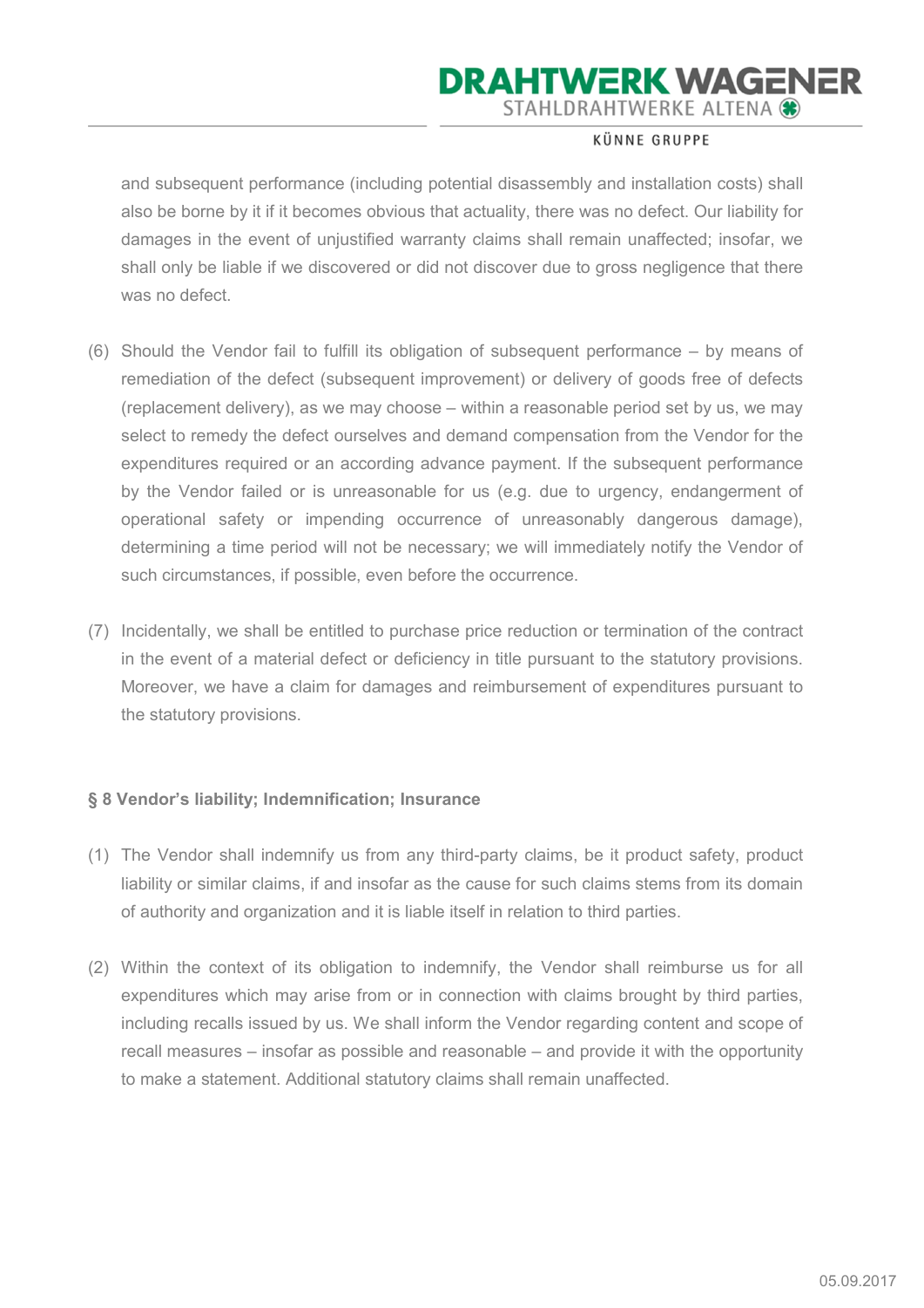and subsequent performance (including potential disassembly and installation costs) shall also be borne by it if it becomes obvious that actuality, there was no defect. Our liability for damages in the event of unjustified warranty claims shall remain unaffected; insofar, we shall only be liable if we discovered or did not discover due to gross negligence that there was no defect.

(6) Should the Vendor fail to fulfill its obligation of subsequent performance – by means of remediation of the defect (subsequent improvement) or delivery of goods free of defects (replacement delivery), as we may choose – within a reasonable period set by us, we may select to remedy the defect ourselves and demand compensation from the Vendor for the expenditures required or an according advance payment. If the subsequent performance by the Vendor failed or is unreasonable for us (e.g. due to urgency, endangerment of operational safety or impending occurrence of unreasonably dangerous damage), determining a time period will not be necessary; we will immediately notify the Vendor of such circumstances, if possible, even before the occurrence.

(7) Incidentally, we shall be entitled to purchase price reduction or termination of the contract in the event of a material defect or deficiency in title pursuant to the statutory provisions. Moreover, we have a claim for damages and reimbursement of expenditures pursuant to the statutory provisions.

### § 8 Vendor's liability; Indemnification; Insurance

(1) The Vendor shall indemnify us from any third-party claims, be it product safety, product liability or similar claims, if and insofar as the cause for such claims stems from its domain of authority and organization and it is liable itself in relation to third parties.

(2) Within the context of its obligation to indemnify, the Vendor shall reimburse us for all expenditures which may arise from or in connection with claims brought by third parties, including recalls issued by us. We shall inform the Vendor regarding content and scope of recall measures – insofar as possible and reasonable – and provide it with the opportunity to make a statement. Additional statutory claims shall remain unaffected.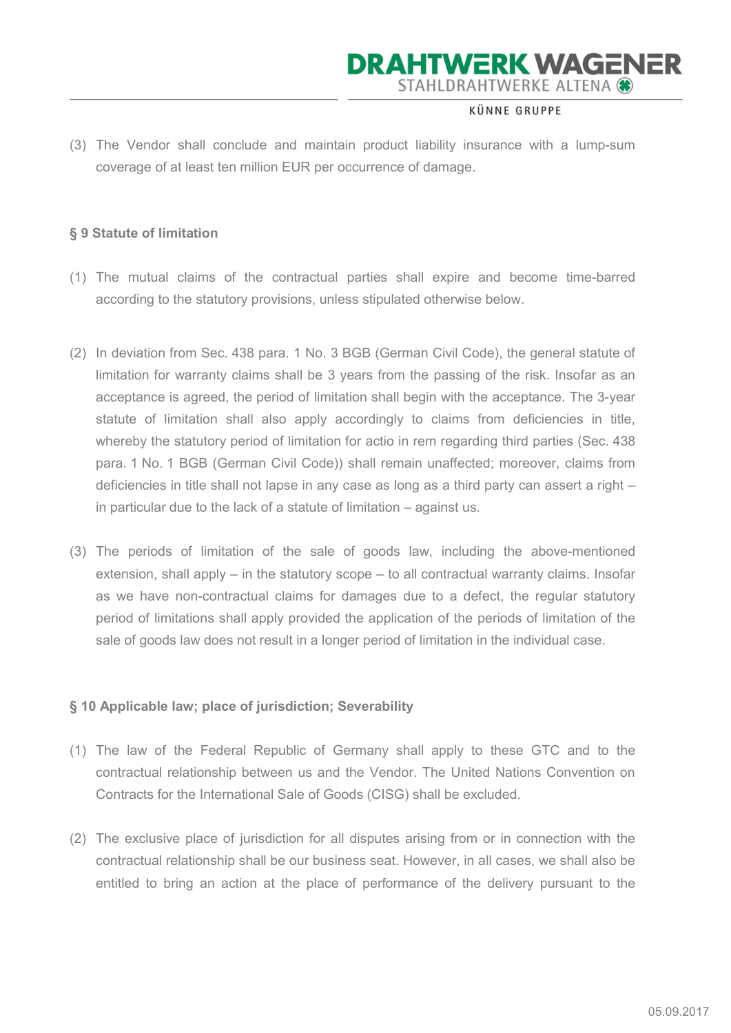(3) The Vendor shall conclude and maintain product liability insurance with a lump-sum coverage of at least ten million EUR per occurrence of damage.

**§ 9 Statute of limitation**

(1) The mutual claims of the contractual parties shall expire and become time-barred according to the statutory provisions, unless stipulated otherwise below.

(2) In deviation from Sec. 438 para. 1 No. 3 BGB (German Civil Code), the general statute of limitation for warranty claims shall be 3 years from the passing of the risk. Insofar as an acceptance is agreed, the period of limitation shall begin with the acceptance. The 3-year statute of limitation shall also apply accordingly to claims from deficiencies in title, whereby the statutory period of limitation for actio in rem regarding third parties (Sec. 438 para. 1 No. 1 BGB (German Civil Code)) shall remain unaffected; moreover, claims from deficiencies in title shall not lapse in any case as long as a third party can assert a right – in particular due to the lack of a statute of limitation – against us.

(3) The periods of limitation of the sale of goods law, including the above-mentioned extension, shall apply – in the statutory scope – to all contractual warranty claims. Insofar as we have non-contractual claims for damages due to a defect, the regular statutory period of limitations shall apply provided the application of the periods of limitation of the sale of goods law does not result in a longer period of limitation in the individual case.

**§ 10 Applicable law; place of jurisdiction; Severability**

(1) The law of the Federal Republic of Germany shall apply to these GTC and to the contractual relationship between us and the Vendor. The United Nations Convention on Contracts for the International Sale of Goods (CISG) shall be excluded.

(2) The exclusive place of jurisdiction for all disputes arising from or in connection with the contractual relationship shall be our business seat. However, in all cases, we shall also be entitled to bring an action at the place of performance of the delivery pursuant to the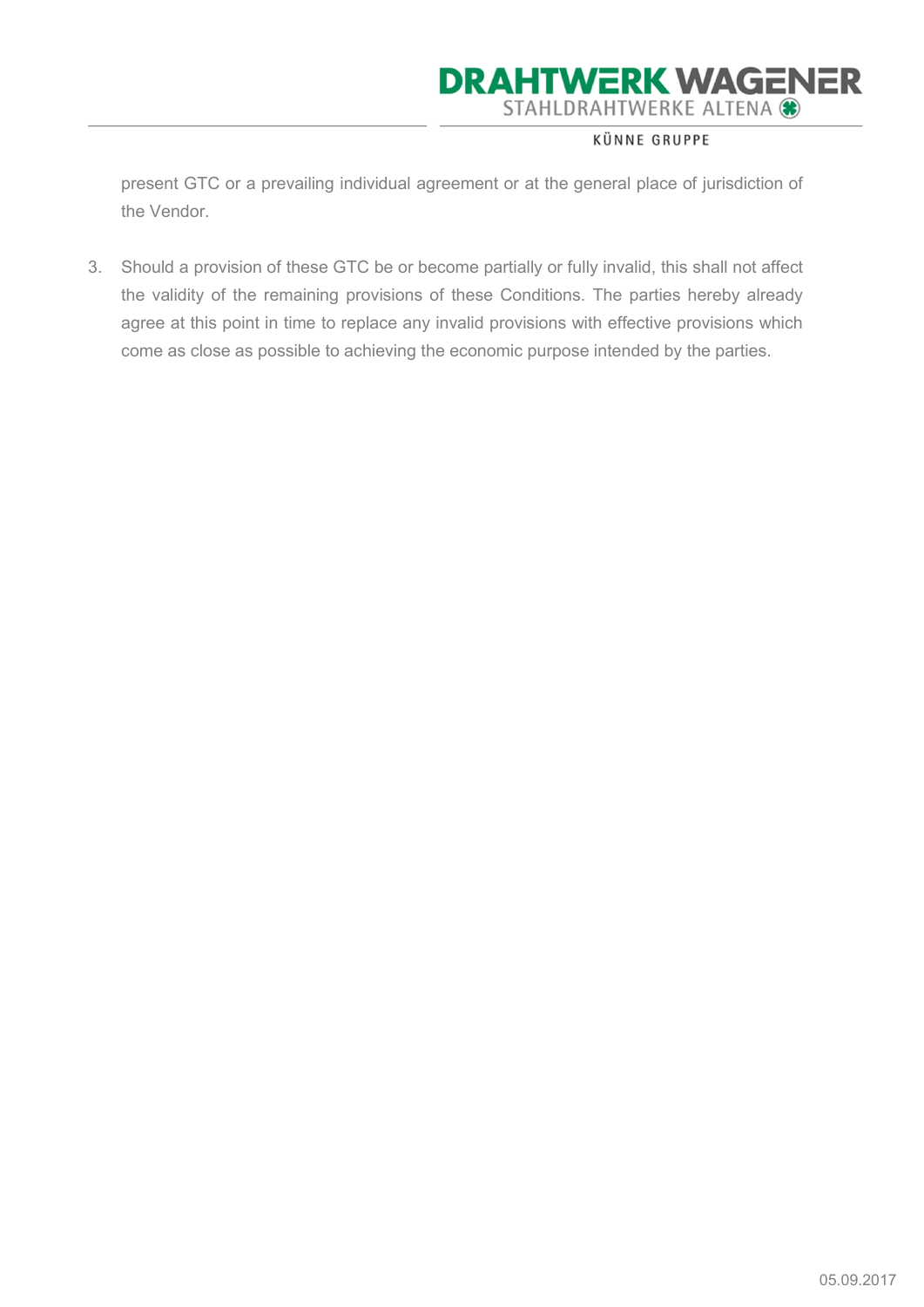present GTC or a prevailing individual agreement or at the general place of jurisdiction of the Vendor.

3. Should a provision of these GTC be or become partially or fully invalid, this shall not affect the validity of the remaining provisions of these Conditions. The parties hereby already agree at this point in time to replace any invalid provisions with effective provisions which come as close as possible to achieving the economic purpose intended by the parties.